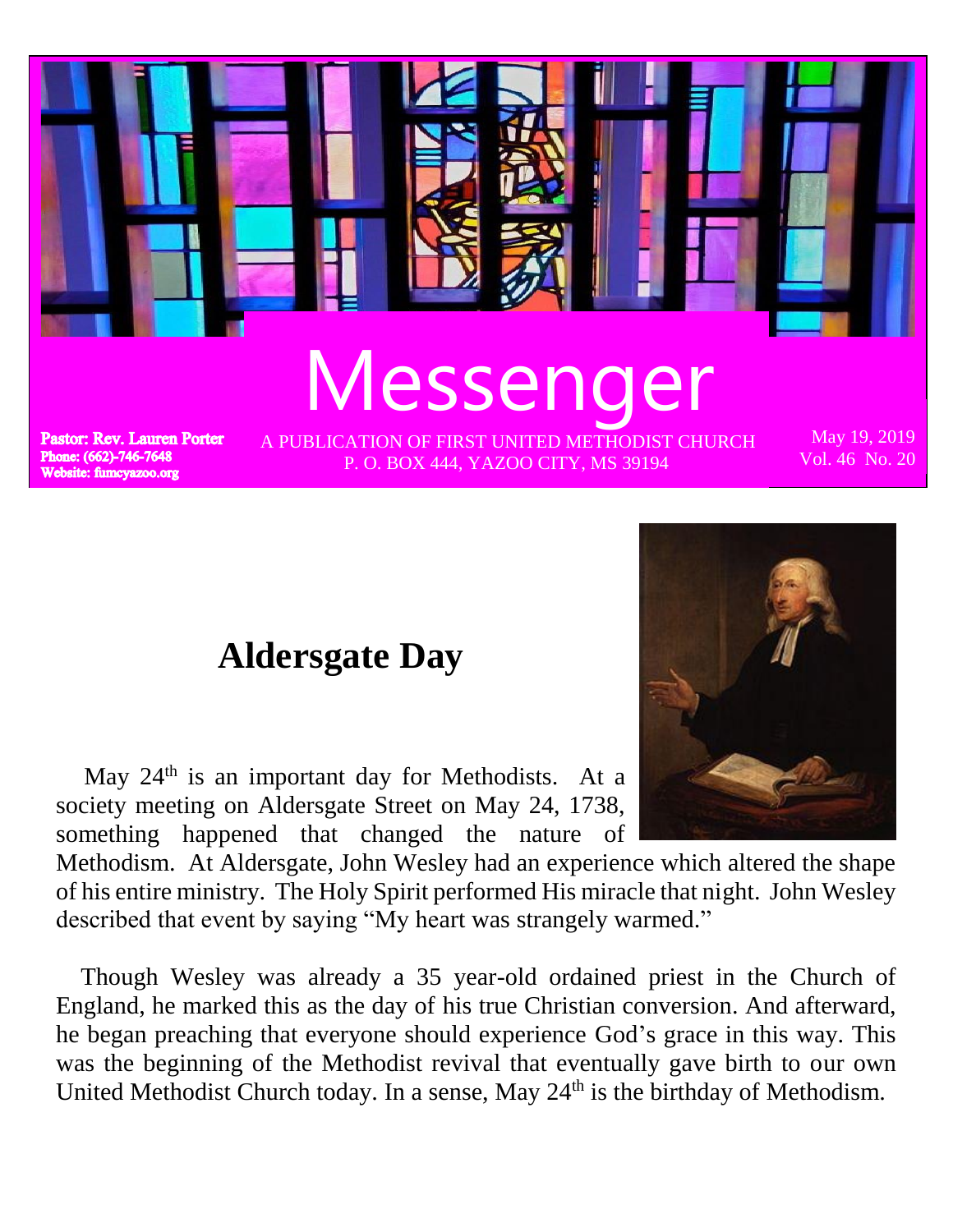# Messenger

**Pastor: Rev. Lauren Porter**
**Phone: (662)-746-7648**
**Website: fumcyazoo.org**

A PUBLICATION OF FIRST UNITED METHODIST CHURCH
P. O. BOX 444, YAZOO CITY, MS 39194

May 19, 2019
Vol. 46 No. 20

## Aldersgate Day

May 24th is an important day for Methodists. At a society meeting on Aldersgate Street on May 24, 1738, something happened that changed the nature of Methodism. At Aldersgate, John Wesley had an experience which altered the shape of his entire ministry. The Holy Spirit performed His miracle that night. John Wesley described that event by saying "My heart was strangely warmed."

Though Wesley was already a 35 year-old ordained priest in the Church of England, he marked this as the day of his true Christian conversion. And afterward, he began preaching that everyone should experience God's grace in this way. This was the beginning of the Methodist revival that eventually gave birth to our own United Methodist Church today. In a sense, May 24th is the birthday of Methodism.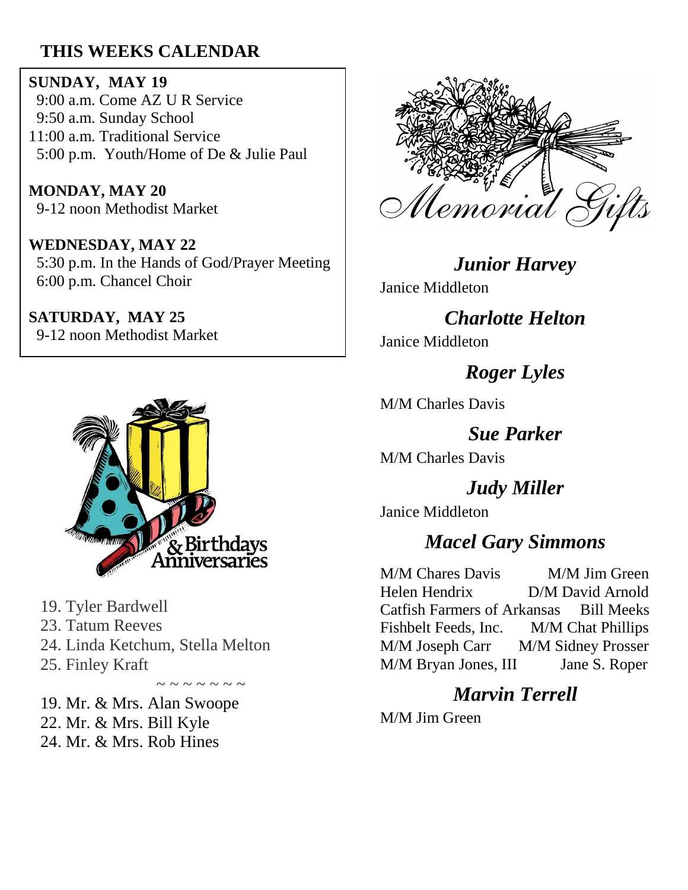## THIS WEEKS CALENDAR

**SUNDAY, MAY 19**
9:00 a.m. Come AZ U R Service
9:50 a.m. Sunday School
11:00 a.m. Traditional Service
5:00 p.m. Youth/Home of De & Julie Paul

**MONDAY, MAY 20**
9-12 noon Methodist Market

**WEDNESDAY, MAY 22**
5:30 p.m. In the Hands of God/Prayer Meeting
6:00 p.m. Chancel Choir

**SATURDAY, MAY 25**
9-12 noon Methodist Market

## Birthdays & Anniversaries

19. Tyler Bardwell
23. Tatum Reeves
24. Linda Ketchum, Stella Melton
25. Finley Kraft

~ ~ ~ ~ ~ ~ ~

19. Mr. & Mrs. Alan Swoope
22. Mr. & Mrs. Bill Kyle
24. Mr. & Mrs. Rob Hines

## Memorial Gifts

***Junior Harvey***
Janice Middleton

***Charlotte Helton***
Janice Middleton

***Roger Lyles***
M/M Charles Davis

***Sue Parker***
M/M Charles Davis

***Judy Miller***
Janice Middleton

***Macel Gary Simmons***
M/M Chares Davis
M/M Jim Green
Helen Hendrix
D/M David Arnold
Catfish Farmers of Arkansas
Bill Meeks
Fishbelt Feeds, Inc.
M/M Chat Phillips
M/M Joseph Carr
M/M Sidney Prosser
M/M Bryan Jones, III
Jane S. Roper

***Marvin Terrell***
M/M Jim Green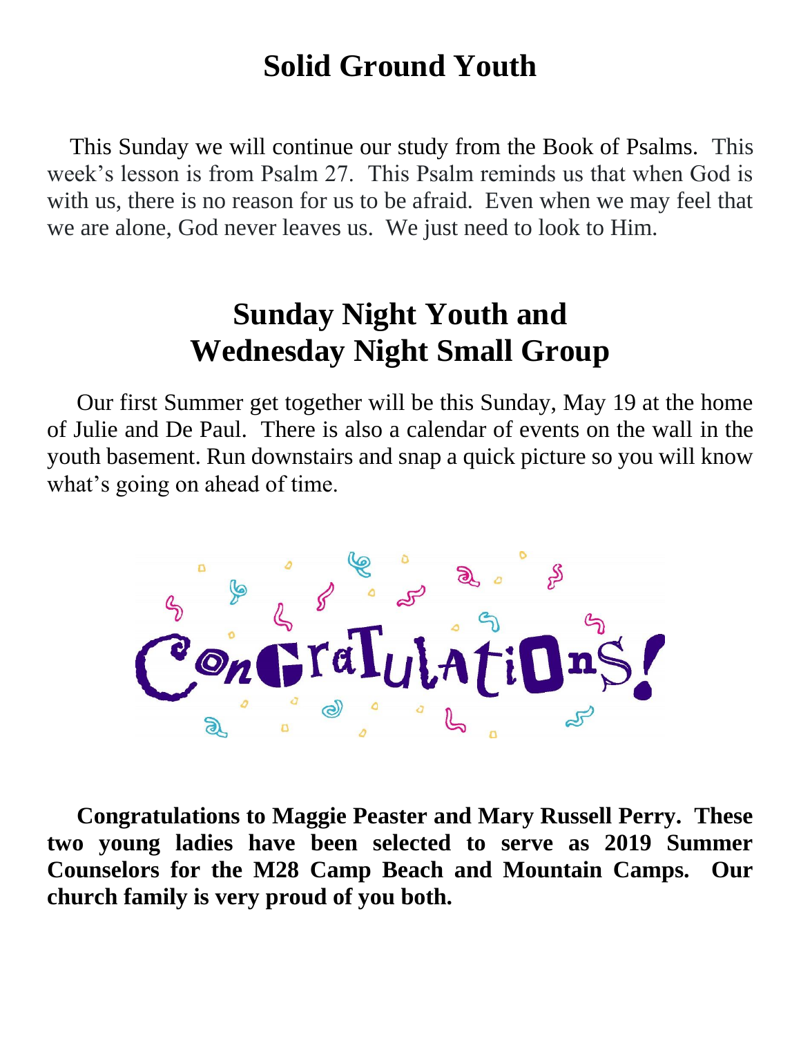# Solid Ground Youth

This Sunday we will continue our study from the Book of Psalms. This week's lesson is from Psalm 27. This Psalm reminds us that when God is with us, there is no reason for us to be afraid. Even when we may feel that we are alone, God never leaves us. We just need to look to Him.

# Sunday Night Youth and Wednesday Night Small Group

Our first Summer get together will be this Sunday, May 19 at the home of Julie and De Paul. There is also a calendar of events on the wall in the youth basement. Run downstairs and snap a quick picture so you will know what's going on ahead of time.

Congratulations!

**Congratulations to Maggie Peaster and Mary Russell Perry. These two young ladies have been selected to serve as 2019 Summer Counselors for the M28 Camp Beach and Mountain Camps. Our church family is very proud of you both.**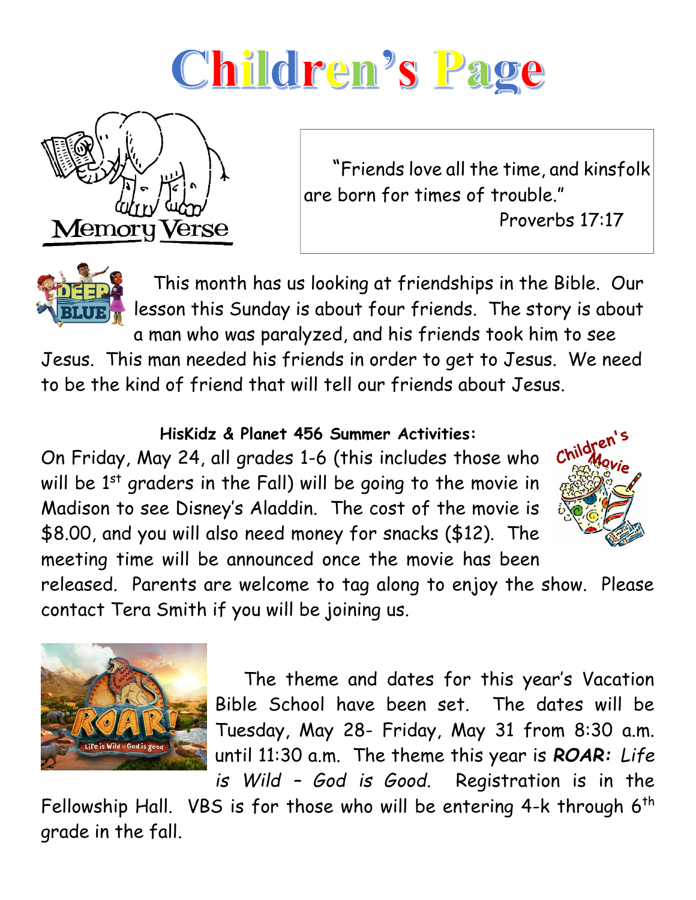# Children's Page

Memory Verse

"Friends love all the time, and kinsfolk are born for times of trouble."
Proverbs 17:17

This month has us looking at friendships in the Bible. Our lesson this Sunday is about four friends. The story is about a man who was paralyzed, and his friends took him to see Jesus. This man needed his friends in order to get to Jesus. We need to be the kind of friend that will tell our friends about Jesus.

**HisKidz & Planet 456 Summer Activities:**

On Friday, May 24, all grades 1-6 (this includes those who will be 1st graders in the Fall) will be going to the movie in Madison to see Disney's Aladdin. The cost of the movie is $8.00, and you will also need money for snacks ($12). The meeting time will be announced once the movie has been released. Parents are welcome to tag along to enjoy the show. Please contact Tera Smith if you will be joining us.

The theme and dates for this year's Vacation Bible School have been set. The dates will be Tuesday, May 28- Friday, May 31 from 8:30 a.m. until 11:30 a.m. The theme this year is ***ROAR:*** *Life is Wild – God is Good.* Registration is in the Fellowship Hall. VBS is for those who will be entering 4-k through 6th grade in the fall.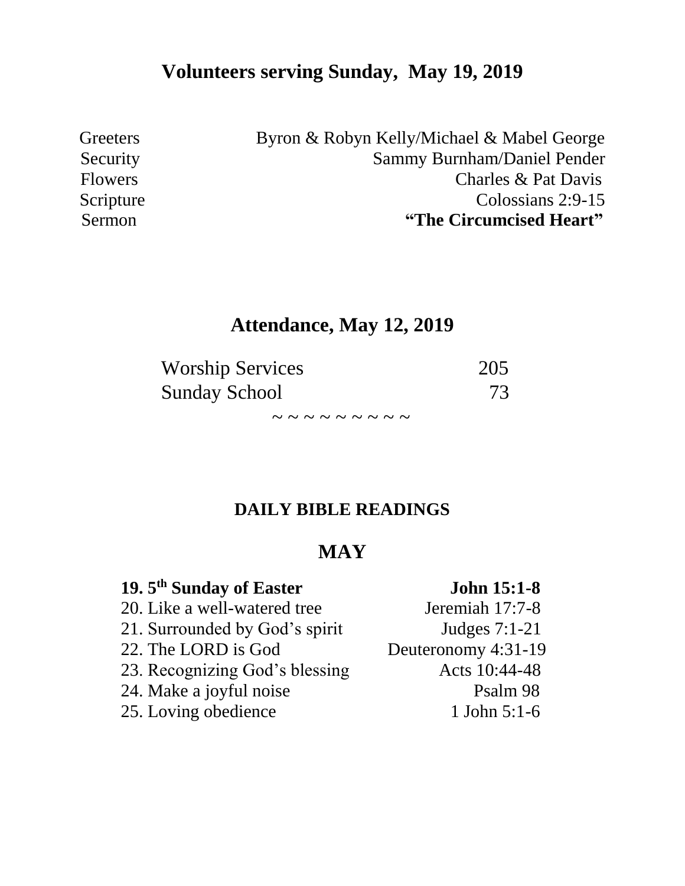## Volunteers serving Sunday, May 19, 2019

| | |
|---|---|
| Greeters | Byron & Robyn Kelly/Michael & Mabel George |
| Security | Sammy Burnham/Daniel Pender |
| Flowers | Charles & Pat Davis |
| Scripture | Colossians 2:9-15 |
| Sermon | **"The Circumcised Heart"** |

## Attendance, May 12, 2019

| | |
|---|---|
| Worship Services | 205 |
| Sunday School | 73 |

~ ~ ~ ~ ~ ~ ~ ~ ~ ~

### DAILY BIBLE READINGS

## MAY

| | |
|---|---|
| **19. 5th Sunday of Easter** | **John 15:1-8** |
| 20. Like a well-watered tree | Jeremiah 17:7-8 |
| 21. Surrounded by God's spirit | Judges 7:1-21 |
| 22. The LORD is God | Deuteronomy 4:31-19 |
| 23. Recognizing God's blessing | Acts 10:44-48 |
| 24. Make a joyful noise | Psalm 98 |
| 25. Loving obedience | 1 John 5:1-6 |